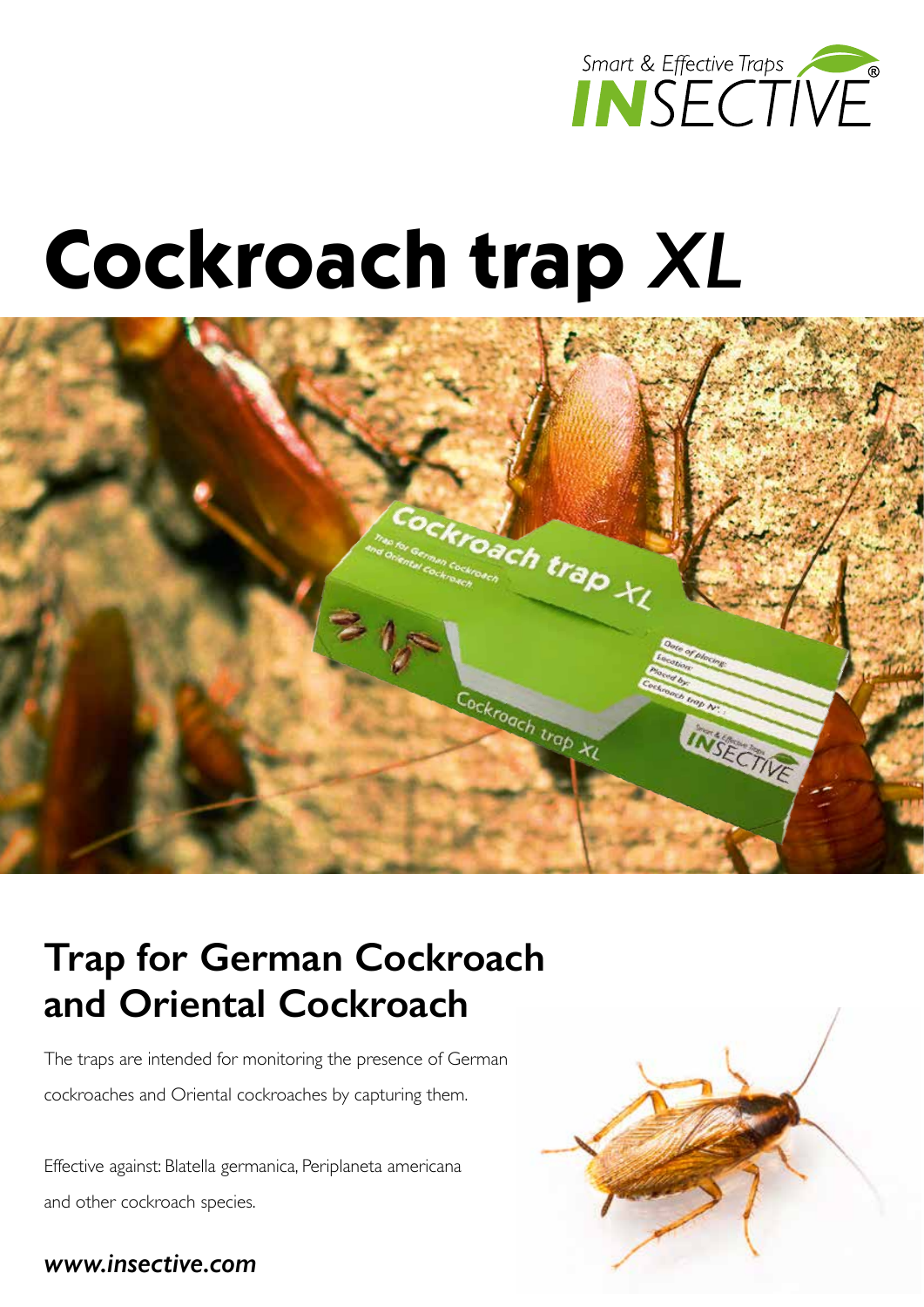Smart & Effective Traps
INSECTIVE

# Cockroach trap *XL*

## Trap for German Cockroach and Oriental Cockroach

The traps are intended for monitoring the presence of German cockroaches and Oriental cockroaches by capturing them.

Effective against: Blatella germanica, Periplaneta americana and other cockroach species.

***www.insective.com***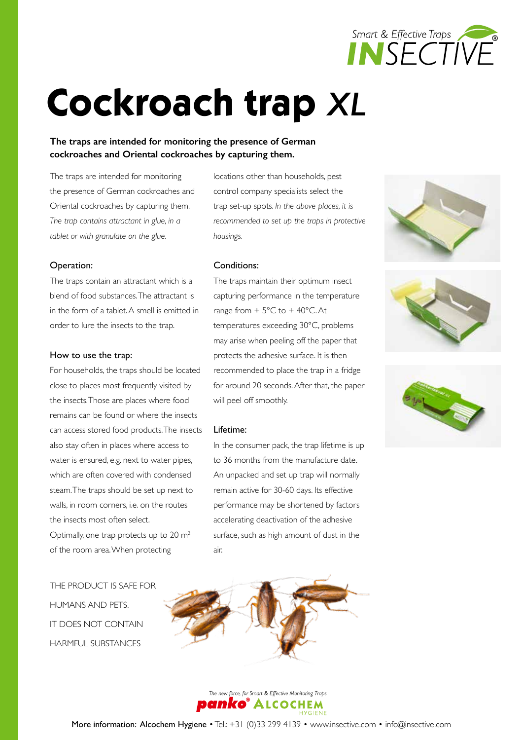# Cockroach trap *XL*

**The traps are intended for monitoring the presence of German cockroaches and Oriental cockroaches by capturing them.**

The traps are intended for monitoring the presence of German cockroaches and Oriental cockroaches by capturing them. *The trap contains attractant in glue, in a tablet or with granulate on the glue.*

### Operation:

The traps contain an attractant which is a blend of food substances. The attractant is in the form of a tablet. A smell is emitted in order to lure the insects to the trap.

### How to use the trap:

For households, the traps should be located close to places most frequently visited by the insects. Those are places where food remains can be found or where the insects can access stored food products. The insects also stay often in places where access to water is ensured, e.g. next to water pipes, which are often covered with condensed steam. The traps should be set up next to walls, in room corners, i.e. on the routes the insects most often select.
Optimally, one trap protects up to 20 m$^2$ of the room area. When protecting locations other than households, pest control company specialists select the trap set-up spots. *In the above places, it is recommended to set up the traps in protective housings.*

### Conditions:

The traps maintain their optimum insect capturing performance in the temperature range from + 5°C to + 40°C. At temperatures exceeding 30°C, problems may arise when peeling off the paper that protects the adhesive surface. It is then recommended to place the trap in a fridge for around 20 seconds. After that, the paper will peel off smoothly.

### Lifetime:

In the consumer pack, the trap lifetime is up to 36 months from the manufacture date. An unpacked and set up trap will normally remain active for 30-60 days. Its effective performance may be shortened by factors accelerating deactivation of the adhesive surface, such as high amount of dust in the air.

THE PRODUCT IS SAFE FOR HUMANS AND PETS.
IT DOES NOT CONTAIN HARMFUL SUBSTANCES

The new force, for Smart & Effective Monitoring Traps

More information: Alcochem Hygiene • Tel.: +31 (0)33 299 4139 • www.insective.com • info@insective.com